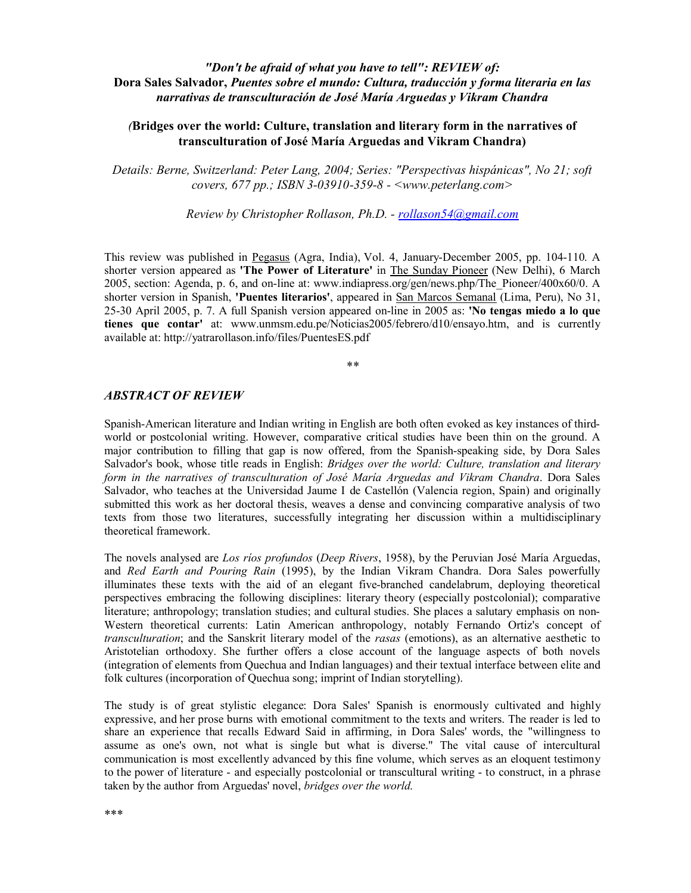### *"Don't be afraid of what you have to tell": REVIEW of:* **Dora Sales Salvador,** ***Puentes sobre el mundo: Cultura, traducción y forma literaria en las narrativas de transculturación de José María Arguedas y Vikram Chandra***

### *(***Bridges over the world: Culture, translation and literary form in the narratives of transculturation of José María Arguedas and Vikram Chandra)**

*Details: Berne, Switzerland: Peter Lang, 2004; Series: "Perspectivas hispánicas", No 21; soft covers, 677 pp.; ISBN 3-03910-359-8 - <www.peterlang.com>*

*Review by Christopher Rollason, Ph.D. - rollason54@gmail.com*

This review was published in Pegasus (Agra, India), Vol. 4, January-December 2005, pp. 104-110. A shorter version appeared as **'The Power of Literature'** in The Sunday Pioneer (New Delhi), 6 March 2005, section: Agenda, p. 6, and on-line at: www.indiapress.org/gen/news.php/The_Pioneer/400x60/0. A shorter version in Spanish, **'Puentes literarios'**, appeared in San Marcos Semanal (Lima, Peru), No 31, 25-30 April 2005, p. 7. A full Spanish version appeared on-line in 2005 as: **'No tengas miedo a lo que tienes que contar'** at: www.unmsm.edu.pe/Noticias2005/febrero/d10/ensayo.htm, and is currently available at: http://yatrarollason.info/files/PuentesES.pdf

**

## *ABSTRACT OF REVIEW*

Spanish-American literature and Indian writing in English are both often evoked as key instances of third-world or postcolonial writing. However, comparative critical studies have been thin on the ground. A major contribution to filling that gap is now offered, from the Spanish-speaking side, by Dora Sales Salvador's book, whose title reads in English: *Bridges over the world: Culture, translation and literary form in the narratives of transculturation of José María Arguedas and Vikram Chandra*. Dora Sales Salvador, who teaches at the Universidad Jaume I de Castellón (Valencia region, Spain) and originally submitted this work as her doctoral thesis, weaves a dense and convincing comparative analysis of two texts from those two literatures, successfully integrating her discussion within a multidisciplinary theoretical framework.

The novels analysed are *Los ríos profundos* (*Deep Rivers*, 1958), by the Peruvian José María Arguedas, and *Red Earth and Pouring Rain* (1995), by the Indian Vikram Chandra. Dora Sales powerfully illuminates these texts with the aid of an elegant five-branched candelabrum, deploying theoretical perspectives embracing the following disciplines: literary theory (especially postcolonial); comparative literature; anthropology; translation studies; and cultural studies. She places a salutary emphasis on non-Western theoretical currents: Latin American anthropology, notably Fernando Ortiz's concept of *transculturation*; and the Sanskrit literary model of the *rasas* (emotions), as an alternative aesthetic to Aristotelian orthodoxy. She further offers a close account of the language aspects of both novels (integration of elements from Quechua and Indian languages) and their textual interface between elite and folk cultures (incorporation of Quechua song; imprint of Indian storytelling).

The study is of great stylistic elegance: Dora Sales' Spanish is enormously cultivated and highly expressive, and her prose burns with emotional commitment to the texts and writers. The reader is led to share an experience that recalls Edward Said in affirming, in Dora Sales' words, the "willingness to assume as one's own, not what is single but what is diverse." The vital cause of intercultural communication is most excellently advanced by this fine volume, which serves as an eloquent testimony to the power of literature - and especially postcolonial or transcultural writing - to construct, in a phrase taken by the author from Arguedas' novel, *bridges over the world.*

***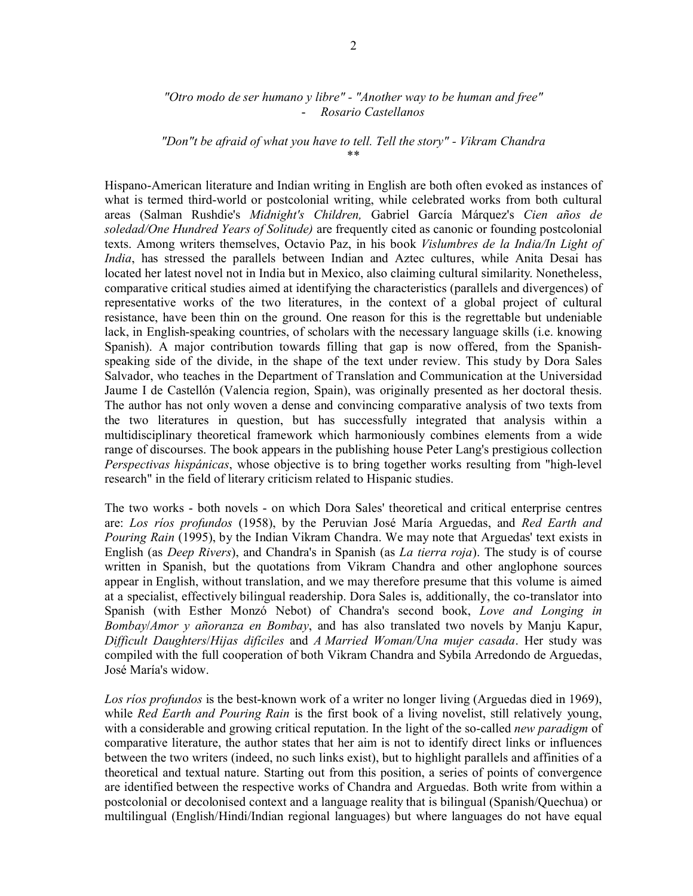*"Otro modo de ser humano y libre" - "Another way to be human and free"*
*- Rosario Castellanos*

*"Don"t be afraid of what you have to tell. Tell the story" - Vikram Chandra*
\*\*

Hispano-American literature and Indian writing in English are both often evoked as instances of what is termed third-world or postcolonial writing, while celebrated works from both cultural areas (Salman Rushdie's *Midnight's Children,* Gabriel García Márquez's *Cien años de soledad/One Hundred Years of Solitude)* are frequently cited as canonic or founding postcolonial texts. Among writers themselves, Octavio Paz, in his book *Vislumbres de la India/In Light of India*, has stressed the parallels between Indian and Aztec cultures, while Anita Desai has located her latest novel not in India but in Mexico, also claiming cultural similarity. Nonetheless, comparative critical studies aimed at identifying the characteristics (parallels and divergences) of representative works of the two literatures, in the context of a global project of cultural resistance, have been thin on the ground. One reason for this is the regrettable but undeniable lack, in English-speaking countries, of scholars with the necessary language skills (i.e. knowing Spanish). A major contribution towards filling that gap is now offered, from the Spanish-speaking side of the divide, in the shape of the text under review. This study by Dora Sales Salvador, who teaches in the Department of Translation and Communication at the Universidad Jaume I de Castellón (Valencia region, Spain), was originally presented as her doctoral thesis. The author has not only woven a dense and convincing comparative analysis of two texts from the two literatures in question, but has successfully integrated that analysis within a multidisciplinary theoretical framework which harmoniously combines elements from a wide range of discourses. The book appears in the publishing house Peter Lang's prestigious collection *Perspectivas hispánicas*, whose objective is to bring together works resulting from "high-level research" in the field of literary criticism related to Hispanic studies.

The two works - both novels - on which Dora Sales' theoretical and critical enterprise centres are: *Los ríos profundos* (1958), by the Peruvian José María Arguedas, and *Red Earth and Pouring Rain* (1995), by the Indian Vikram Chandra. We may note that Arguedas' text exists in English (as *Deep Rivers*), and Chandra's in Spanish (as *La tierra roja*). The study is of course written in Spanish, but the quotations from Vikram Chandra and other anglophone sources appear in English, without translation, and we may therefore presume that this volume is aimed at a specialist, effectively bilingual readership. Dora Sales is, additionally, the co-translator into Spanish (with Esther Monzó Nebot) of Chandra's second book, *Love and Longing in Bombay*/*Amor y añoranza en Bombay*, and has also translated two novels by Manju Kapur, *Difficult Daughters*/*Hijas difíciles* and *A Married Woman/Una mujer casada*. Her study was compiled with the full cooperation of both Vikram Chandra and Sybila Arredondo de Arguedas, José María's widow.

*Los ríos profundos* is the best-known work of a writer no longer living (Arguedas died in 1969), while *Red Earth and Pouring Rain* is the first book of a living novelist, still relatively young, with a considerable and growing critical reputation. In the light of the so-called *new paradigm* of comparative literature, the author states that her aim is not to identify direct links or influences between the two writers (indeed, no such links exist), but to highlight parallels and affinities of a theoretical and textual nature. Starting out from this position, a series of points of convergence are identified between the respective works of Chandra and Arguedas. Both write from within a postcolonial or decolonised context and a language reality that is bilingual (Spanish/Quechua) or multilingual (English/Hindi/Indian regional languages) but where languages do not have equal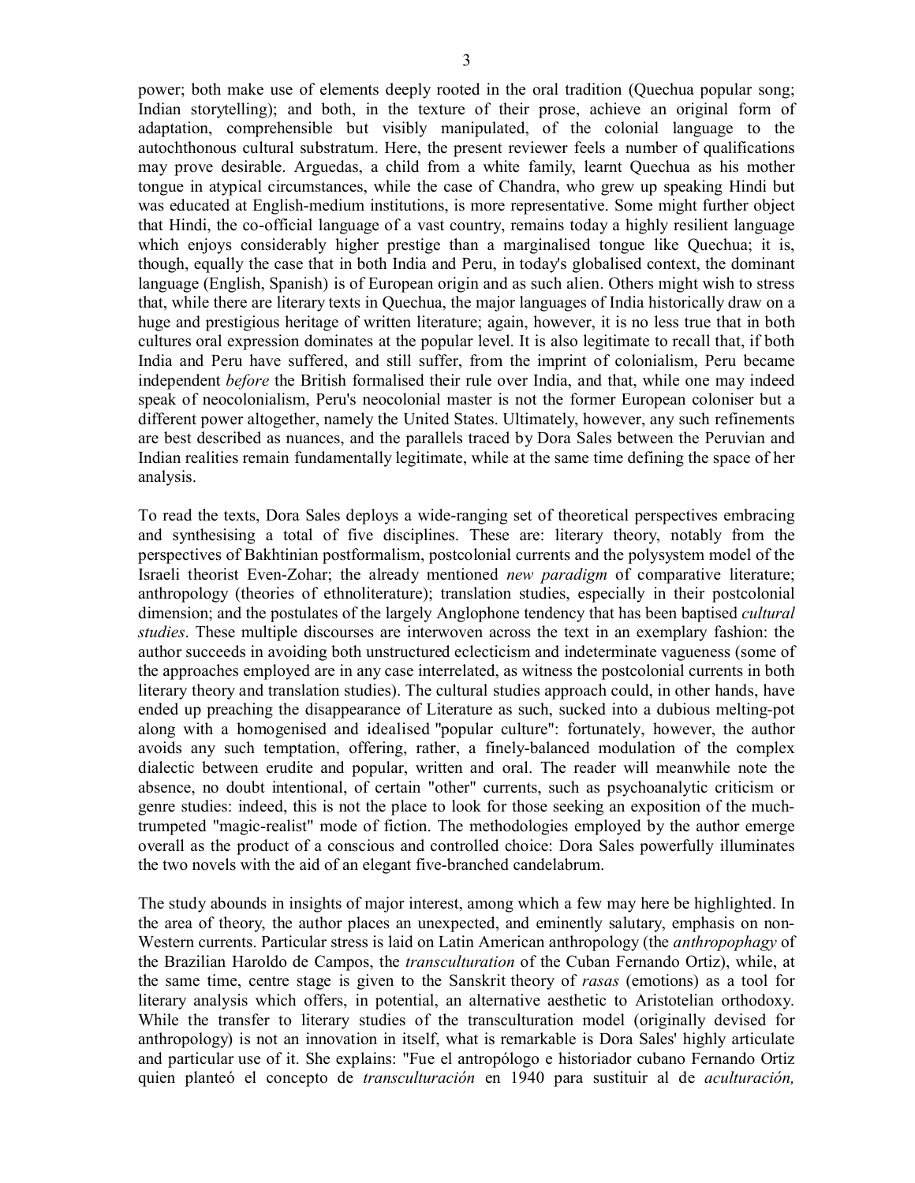power; both make use of elements deeply rooted in the oral tradition (Quechua popular song; Indian storytelling); and both, in the texture of their prose, achieve an original form of adaptation, comprehensible but visibly manipulated, of the colonial language to the autochthonous cultural substratum. Here, the present reviewer feels a number of qualifications may prove desirable. Arguedas, a child from a white family, learnt Quechua as his mother tongue in atypical circumstances, while the case of Chandra, who grew up speaking Hindi but was educated at English-medium institutions, is more representative. Some might further object that Hindi, the co-official language of a vast country, remains today a highly resilient language which enjoys considerably higher prestige than a marginalised tongue like Quechua; it is, though, equally the case that in both India and Peru, in today's globalised context, the dominant language (English, Spanish) is of European origin and as such alien. Others might wish to stress that, while there are literary texts in Quechua, the major languages of India historically draw on a huge and prestigious heritage of written literature; again, however, it is no less true that in both cultures oral expression dominates at the popular level. It is also legitimate to recall that, if both India and Peru have suffered, and still suffer, from the imprint of colonialism, Peru became independent *before* the British formalised their rule over India, and that, while one may indeed speak of neocolonialism, Peru's neocolonial master is not the former European coloniser but a different power altogether, namely the United States. Ultimately, however, any such refinements are best described as nuances, and the parallels traced by Dora Sales between the Peruvian and Indian realities remain fundamentally legitimate, while at the same time defining the space of her analysis.

To read the texts, Dora Sales deploys a wide-ranging set of theoretical perspectives embracing and synthesising a total of five disciplines. These are: literary theory, notably from the perspectives of Bakhtinian postformalism, postcolonial currents and the polysystem model of the Israeli theorist Even-Zohar; the already mentioned *new paradigm* of comparative literature; anthropology (theories of ethnoliterature); translation studies, especially in their postcolonial dimension; and the postulates of the largely Anglophone tendency that has been baptised *cultural studies*. These multiple discourses are interwoven across the text in an exemplary fashion: the author succeeds in avoiding both unstructured eclecticism and indeterminate vagueness (some of the approaches employed are in any case interrelated, as witness the postcolonial currents in both literary theory and translation studies). The cultural studies approach could, in other hands, have ended up preaching the disappearance of Literature as such, sucked into a dubious melting-pot along with a homogenised and idealised "popular culture": fortunately, however, the author avoids any such temptation, offering, rather, a finely-balanced modulation of the complex dialectic between erudite and popular, written and oral. The reader will meanwhile note the absence, no doubt intentional, of certain "other" currents, such as psychoanalytic criticism or genre studies: indeed, this is not the place to look for those seeking an exposition of the much-trumpeted "magic-realist" mode of fiction. The methodologies employed by the author emerge overall as the product of a conscious and controlled choice: Dora Sales powerfully illuminates the two novels with the aid of an elegant five-branched candelabrum.

The study abounds in insights of major interest, among which a few may here be highlighted. In the area of theory, the author places an unexpected, and eminently salutary, emphasis on non-Western currents. Particular stress is laid on Latin American anthropology (the *anthropophagy* of the Brazilian Haroldo de Campos, the *transculturation* of the Cuban Fernando Ortiz), while, at the same time, centre stage is given to the Sanskrit theory of *rasas* (emotions) as a tool for literary analysis which offers, in potential, an alternative aesthetic to Aristotelian orthodoxy. While the transfer to literary studies of the transculturation model (originally devised for anthropology) is not an innovation in itself, what is remarkable is Dora Sales' highly articulate and particular use of it. She explains: "Fue el antropólogo e historiador cubano Fernando Ortiz quien planteó el concepto de *transculturación* en 1940 para sustituir al de *aculturación,*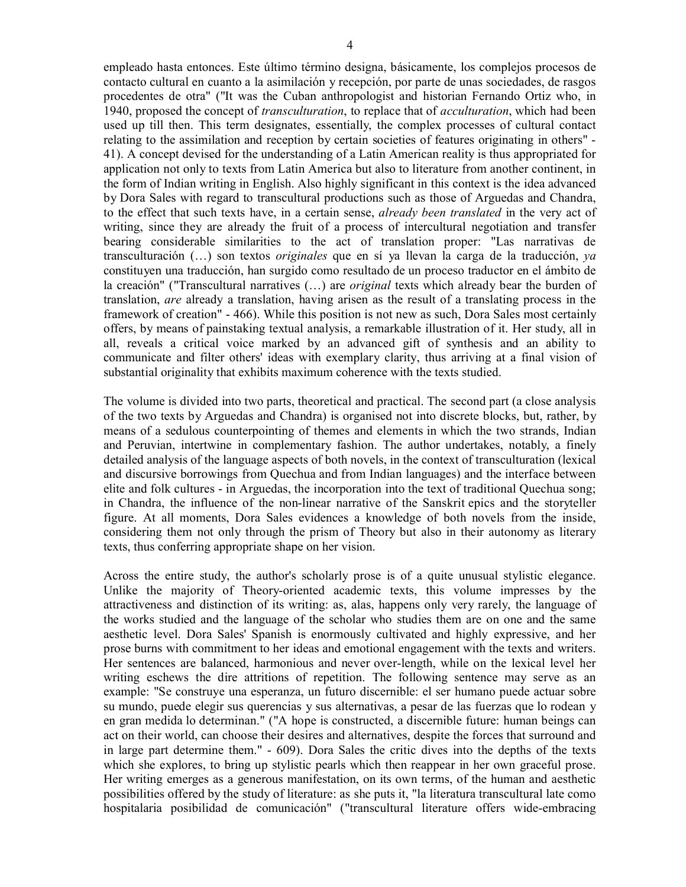empleado hasta entonces. Este último término designa, básicamente, los complejos procesos de contacto cultural en cuanto a la asimilación y recepción, por parte de unas sociedades, de rasgos procedentes de otra" ("It was the Cuban anthropologist and historian Fernando Ortiz who, in 1940, proposed the concept of *transculturation*, to replace that of *acculturation*, which had been used up till then. This term designates, essentially, the complex processes of cultural contact relating to the assimilation and reception by certain societies of features originating in others" - 41). A concept devised for the understanding of a Latin American reality is thus appropriated for application not only to texts from Latin America but also to literature from another continent, in the form of Indian writing in English. Also highly significant in this context is the idea advanced by Dora Sales with regard to transcultural productions such as those of Arguedas and Chandra, to the effect that such texts have, in a certain sense, *already been translated* in the very act of writing, since they are already the fruit of a process of intercultural negotiation and transfer bearing considerable similarities to the act of translation proper: "Las narrativas de transculturación (…) son textos *originales* que en sí ya llevan la carga de la traducción, *ya* constituyen una traducción, han surgido como resultado de un proceso traductor en el ámbito de la creación" ("Transcultural narratives (…) are *original* texts which already bear the burden of translation, *are* already a translation, having arisen as the result of a translating process in the framework of creation" - 466). While this position is not new as such, Dora Sales most certainly offers, by means of painstaking textual analysis, a remarkable illustration of it. Her study, all in all, reveals a critical voice marked by an advanced gift of synthesis and an ability to communicate and filter others' ideas with exemplary clarity, thus arriving at a final vision of substantial originality that exhibits maximum coherence with the texts studied.

The volume is divided into two parts, theoretical and practical. The second part (a close analysis of the two texts by Arguedas and Chandra) is organised not into discrete blocks, but, rather, by means of a sedulous counterpointing of themes and elements in which the two strands, Indian and Peruvian, intertwine in complementary fashion. The author undertakes, notably, a finely detailed analysis of the language aspects of both novels, in the context of transculturation (lexical and discursive borrowings from Quechua and from Indian languages) and the interface between elite and folk cultures - in Arguedas, the incorporation into the text of traditional Quechua song; in Chandra, the influence of the non-linear narrative of the Sanskrit epics and the storyteller figure. At all moments, Dora Sales evidences a knowledge of both novels from the inside, considering them not only through the prism of Theory but also in their autonomy as literary texts, thus conferring appropriate shape on her vision.

Across the entire study, the author's scholarly prose is of a quite unusual stylistic elegance. Unlike the majority of Theory-oriented academic texts, this volume impresses by the attractiveness and distinction of its writing: as, alas, happens only very rarely, the language of the works studied and the language of the scholar who studies them are on one and the same aesthetic level. Dora Sales' Spanish is enormously cultivated and highly expressive, and her prose burns with commitment to her ideas and emotional engagement with the texts and writers. Her sentences are balanced, harmonious and never over-length, while on the lexical level her writing eschews the dire attritions of repetition. The following sentence may serve as an example: "Se construye una esperanza, un futuro discernible: el ser humano puede actuar sobre su mundo, puede elegir sus querencias y sus alternativas, a pesar de las fuerzas que lo rodean y en gran medida lo determinan." ("A hope is constructed, a discernible future: human beings can act on their world, can choose their desires and alternatives, despite the forces that surround and in large part determine them." - 609). Dora Sales the critic dives into the depths of the texts which she explores, to bring up stylistic pearls which then reappear in her own graceful prose. Her writing emerges as a generous manifestation, on its own terms, of the human and aesthetic possibilities offered by the study of literature: as she puts it, "la literatura transcultural late como hospitalaria posibilidad de comunicación" ("transcultural literature offers wide-embracing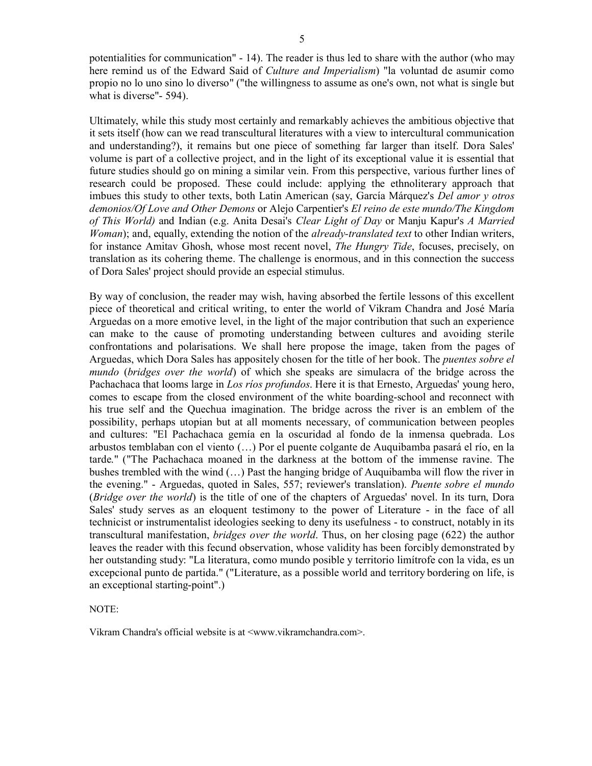potentialities for communication" - 14). The reader is thus led to share with the author (who may here remind us of the Edward Said of *Culture and Imperialism*) "la voluntad de asumir como propio no lo uno sino lo diverso" ("the willingness to assume as one's own, not what is single but what is diverse"- 594).

Ultimately, while this study most certainly and remarkably achieves the ambitious objective that it sets itself (how can we read transcultural literatures with a view to intercultural communication and understanding?), it remains but one piece of something far larger than itself. Dora Sales' volume is part of a collective project, and in the light of its exceptional value it is essential that future studies should go on mining a similar vein. From this perspective, various further lines of research could be proposed. These could include: applying the ethnoliterary approach that imbues this study to other texts, both Latin American (say, García Márquez's *Del amor y otros demonios/Of Love and Other Demons* or Alejo Carpentier's *El reino de este mundo/The Kingdom of This World)* and Indian (e.g. Anita Desai's *Clear Light of Day* or Manju Kapur's *A Married Woman*); and, equally, extending the notion of the *already-translated text* to other Indian writers, for instance Amitav Ghosh, whose most recent novel, *The Hungry Tide*, focuses, precisely, on translation as its cohering theme. The challenge is enormous, and in this connection the success of Dora Sales' project should provide an especial stimulus.

By way of conclusion, the reader may wish, having absorbed the fertile lessons of this excellent piece of theoretical and critical writing, to enter the world of Vikram Chandra and José María Arguedas on a more emotive level, in the light of the major contribution that such an experience can make to the cause of promoting understanding between cultures and avoiding sterile confrontations and polarisations. We shall here propose the image, taken from the pages of Arguedas, which Dora Sales has appositely chosen for the title of her book. The *puentes sobre el mundo* (*bridges over the world*) of which she speaks are simulacra of the bridge across the Pachachaca that looms large in *Los ríos profundos*. Here it is that Ernesto, Arguedas' young hero, comes to escape from the closed environment of the white boarding-school and reconnect with his true self and the Quechua imagination. The bridge across the river is an emblem of the possibility, perhaps utopian but at all moments necessary, of communication between peoples and cultures: "El Pachachaca gemía en la oscuridad al fondo de la inmensa quebrada. Los arbustos temblaban con el viento (…) Por el puente colgante de Auquibamba pasará el río, en la tarde." ("The Pachachaca moaned in the darkness at the bottom of the immense ravine. The bushes trembled with the wind (…) Past the hanging bridge of Auquibamba will flow the river in the evening." - Arguedas, quoted in Sales, 557; reviewer's translation). *Puente sobre el mundo* (*Bridge over the world*) is the title of one of the chapters of Arguedas' novel. In its turn, Dora Sales' study serves as an eloquent testimony to the power of Literature - in the face of all technicist or instrumentalist ideologies seeking to deny its usefulness - to construct, notably in its transcultural manifestation, *bridges over the world*. Thus, on her closing page (622) the author leaves the reader with this fecund observation, whose validity has been forcibly demonstrated by her outstanding study: "La literatura, como mundo posible y territorio limítrofe con la vida, es un excepcional punto de partida." ("Literature, as a possible world and territory bordering on life, is an exceptional starting-point".)

NOTE:

Vikram Chandra's official website is at <www.vikramchandra.com>.